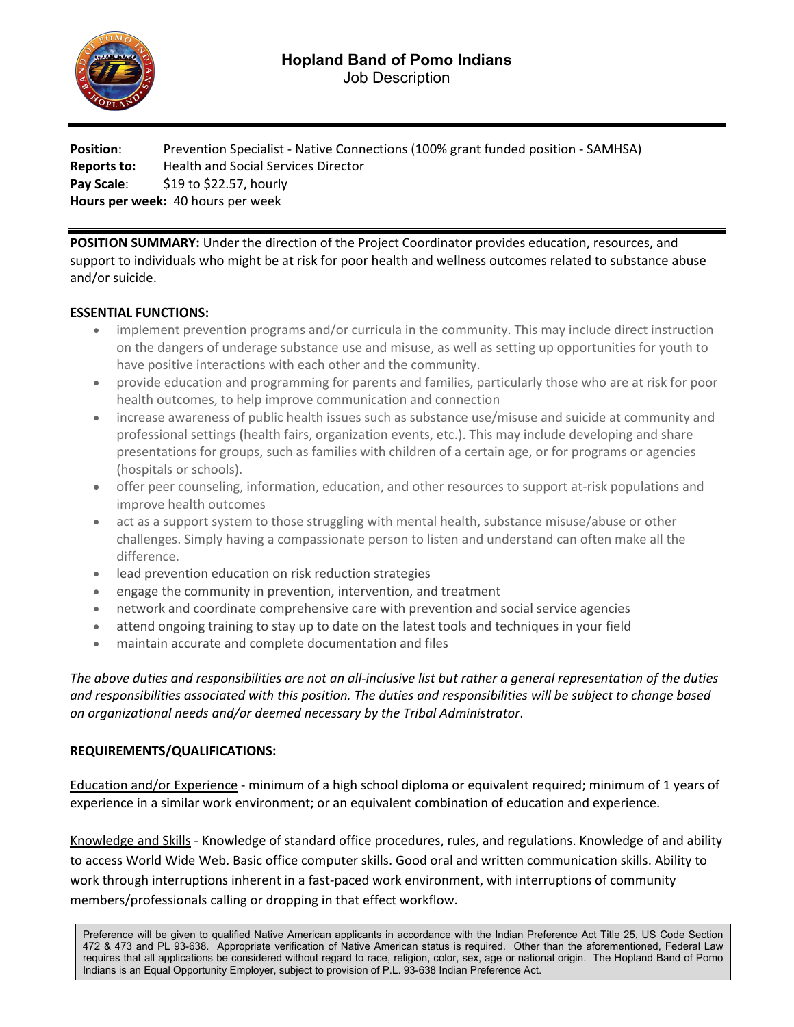# Hopland Band of Pomo Indians

Job Description

**Position**: Prevention Specialist - Native Connections (100% grant funded position - SAMHSA)
**Reports to:** Health and Social Services Director
**Pay Scale**: $19 to $22.57, hourly
**Hours per week:** 40 hours per week

**POSITION SUMMARY:** Under the direction of the Project Coordinator provides education, resources, and support to individuals who might be at risk for poor health and wellness outcomes related to substance abuse and/or suicide.

**ESSENTIAL FUNCTIONS:**

- implement prevention programs and/or curricula in the community. This may include direct instruction on the dangers of underage substance use and misuse, as well as setting up opportunities for youth to have positive interactions with each other and the community.
- provide education and programming for parents and families, particularly those who are at risk for poor health outcomes, to help improve communication and connection
- increase awareness of public health issues such as substance use/misuse and suicide at community and professional settings **(**health fairs, organization events, etc.). This may include developing and share presentations for groups, such as families with children of a certain age, or for programs or agencies (hospitals or schools).
- offer peer counseling, information, education, and other resources to support at-risk populations and improve health outcomes
- act as a support system to those struggling with mental health, substance misuse/abuse or other challenges. Simply having a compassionate person to listen and understand can often make all the difference.
- lead prevention education on risk reduction strategies
- engage the community in prevention, intervention, and treatment
- network and coordinate comprehensive care with prevention and social service agencies
- attend ongoing training to stay up to date on the latest tools and techniques in your field
- maintain accurate and complete documentation and files

*The above duties and responsibilities are not an all-inclusive list but rather a general representation of the duties and responsibilities associated with this position. The duties and responsibilities will be subject to change based on organizational needs and/or deemed necessary by the Tribal Administrator*.

**REQUIREMENTS/QUALIFICATIONS:**

<u>Education and/or Experience</u> - minimum of a high school diploma or equivalent required; minimum of 1 years of experience in a similar work environment; or an equivalent combination of education and experience.

<u>Knowledge and Skills</u> - Knowledge of standard office procedures, rules, and regulations. Knowledge of and ability to access World Wide Web. Basic office computer skills. Good oral and written communication skills. Ability to work through interruptions inherent in a fast-paced work environment, with interruptions of community members/professionals calling or dropping in that effect workflow.

Preference will be given to qualified Native American applicants in accordance with the Indian Preference Act Title 25, US Code Section 472 & 473 and PL 93-638. Appropriate verification of Native American status is required. Other than the aforementioned, Federal Law requires that all applications be considered without regard to race, religion, color, sex, age or national origin. The Hopland Band of Pomo Indians is an Equal Opportunity Employer, subject to provision of P.L. 93-638 Indian Preference Act.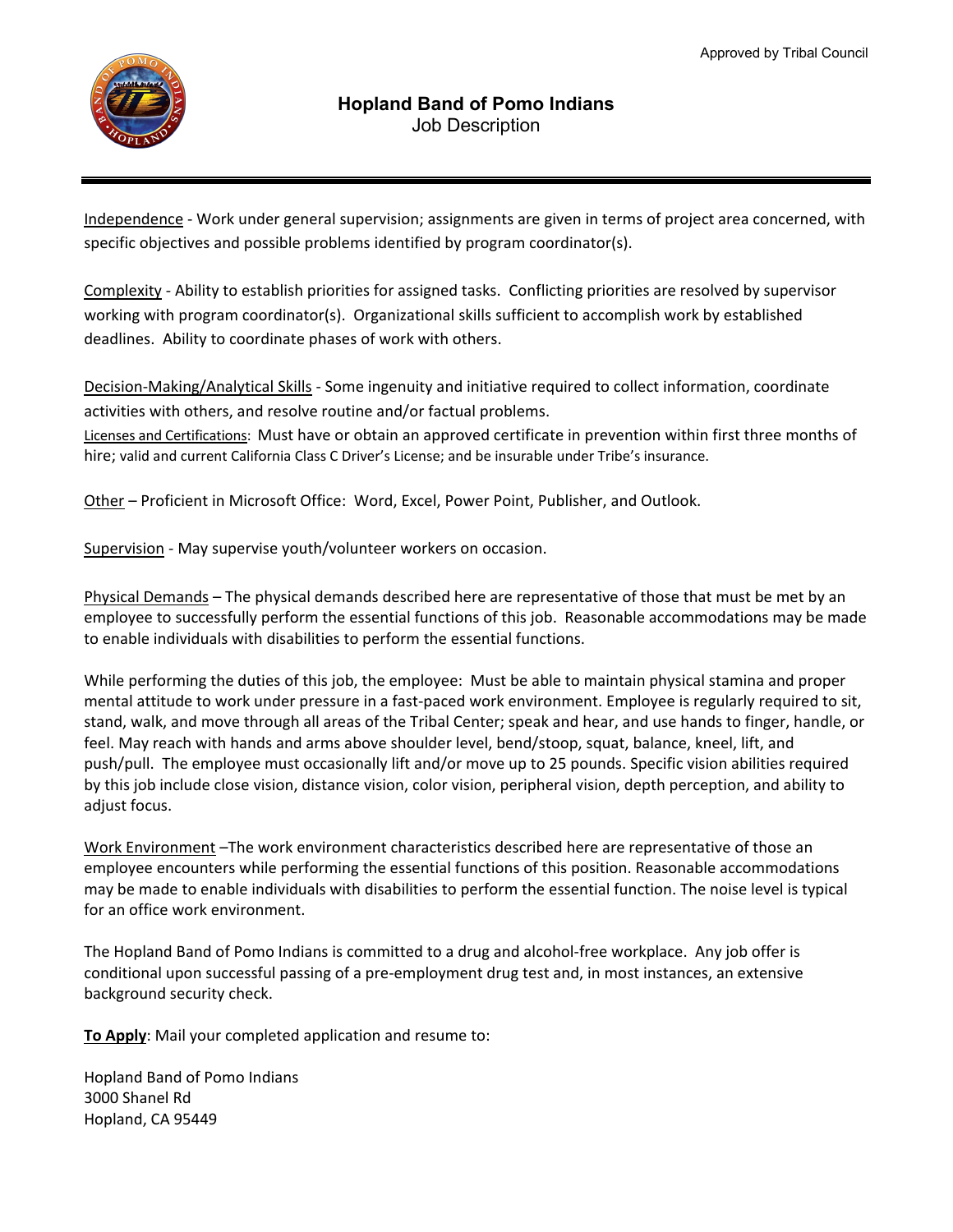Approved by Tribal Council

**Hopland Band of Pomo Indians**
Job Description

Independence - Work under general supervision; assignments are given in terms of project area concerned, with specific objectives and possible problems identified by program coordinator(s).

Complexity - Ability to establish priorities for assigned tasks. Conflicting priorities are resolved by supervisor working with program coordinator(s). Organizational skills sufficient to accomplish work by established deadlines. Ability to coordinate phases of work with others.

Decision-Making/Analytical Skills - Some ingenuity and initiative required to collect information, coordinate activities with others, and resolve routine and/or factual problems.

Licenses and Certifications: Must have or obtain an approved certificate in prevention within first three months of hire; valid and current California Class C Driver's License; and be insurable under Tribe's insurance.

Other – Proficient in Microsoft Office: Word, Excel, Power Point, Publisher, and Outlook.

Supervision - May supervise youth/volunteer workers on occasion.

Physical Demands – The physical demands described here are representative of those that must be met by an employee to successfully perform the essential functions of this job. Reasonable accommodations may be made to enable individuals with disabilities to perform the essential functions.

While performing the duties of this job, the employee: Must be able to maintain physical stamina and proper mental attitude to work under pressure in a fast-paced work environment. Employee is regularly required to sit, stand, walk, and move through all areas of the Tribal Center; speak and hear, and use hands to finger, handle, or feel. May reach with hands and arms above shoulder level, bend/stoop, squat, balance, kneel, lift, and push/pull. The employee must occasionally lift and/or move up to 25 pounds. Specific vision abilities required by this job include close vision, distance vision, color vision, peripheral vision, depth perception, and ability to adjust focus.

Work Environment –The work environment characteristics described here are representative of those an employee encounters while performing the essential functions of this position. Reasonable accommodations may be made to enable individuals with disabilities to perform the essential function. The noise level is typical for an office work environment.

The Hopland Band of Pomo Indians is committed to a drug and alcohol-free workplace. Any job offer is conditional upon successful passing of a pre-employment drug test and, in most instances, an extensive background security check.

**To Apply**: Mail your completed application and resume to:

Hopland Band of Pomo Indians
3000 Shanel Rd
Hopland, CA 95449